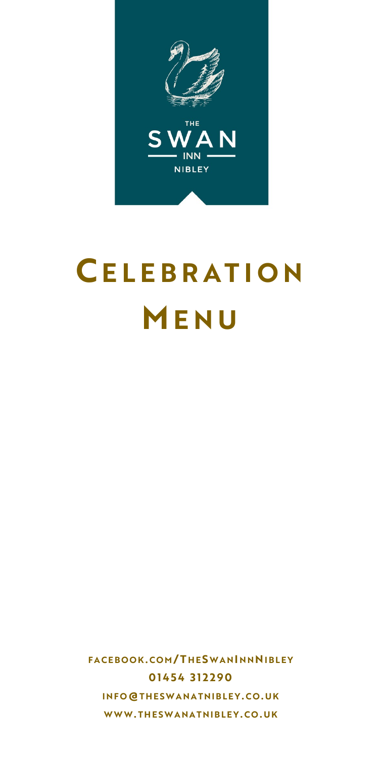THE

SWAN

INN

NIBLEY

# Celebration Menu

**facebook.com/TheSwanInnNibley**

**01454 312290**

**info@theswanatnibley.co.uk**

**www.theswanatnibley.co.uk**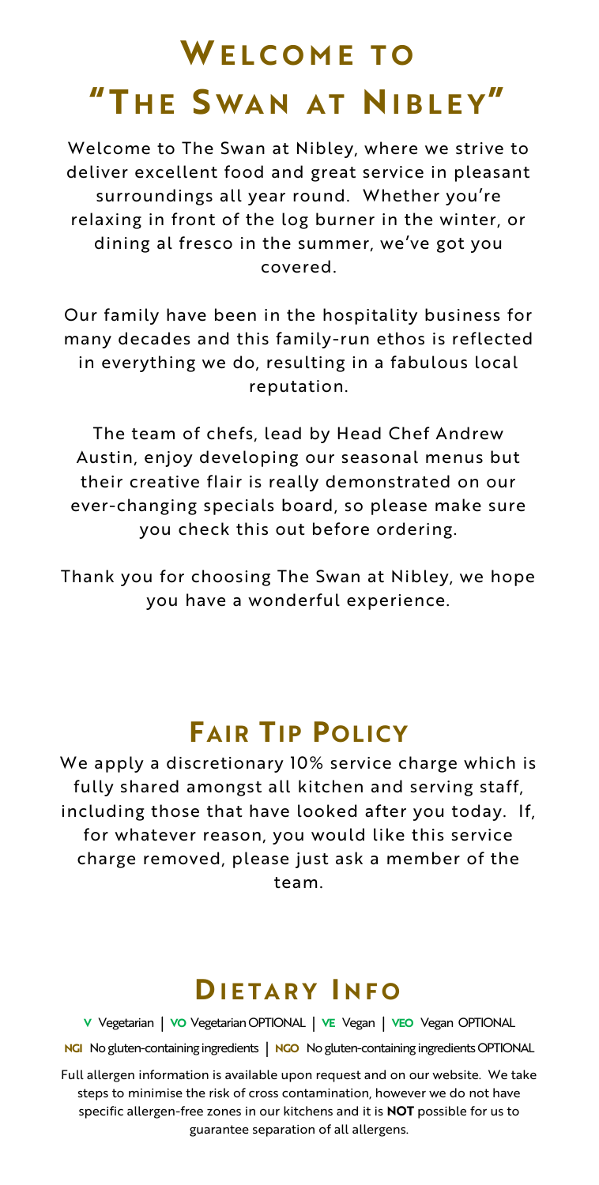# Welcome to "The Swan at Nibley"

Welcome to The Swan at Nibley, where we strive to deliver excellent food and great service in pleasant surroundings all year round. Whether you're relaxing in front of the log burner in the winter, or dining al fresco in the summer, we've got you covered.

Our family have been in the hospitality business for many decades and this family-run ethos is reflected in everything we do, resulting in a fabulous local reputation.

The team of chefs, lead by Head Chef Andrew Austin, enjoy developing our seasonal menus but their creative flair is really demonstrated on our ever-changing specials board, so please make sure you check this out before ordering.

Thank you for choosing The Swan at Nibley, we hope you have a wonderful experience.

## Fair Tip Policy

We apply a discretionary 10% service charge which is fully shared amongst all kitchen and serving staff, including those that have looked after you today. If, for whatever reason, you would like this service charge removed, please just ask a member of the team.

## Dietary Info

V Vegetarian | VO Vegetarian OPTIONAL | VE Vegan | VEO Vegan OPTIONAL

NGI No gluten-containing ingredients | NGO No gluten-containing ingredients OPTIONAL

Full allergen information is available upon request and on our website. We take steps to minimise the risk of cross contamination, however we do not have specific allergen-free zones in our kitchens and it is **NOT** possible for us to guarantee separation of all allergens.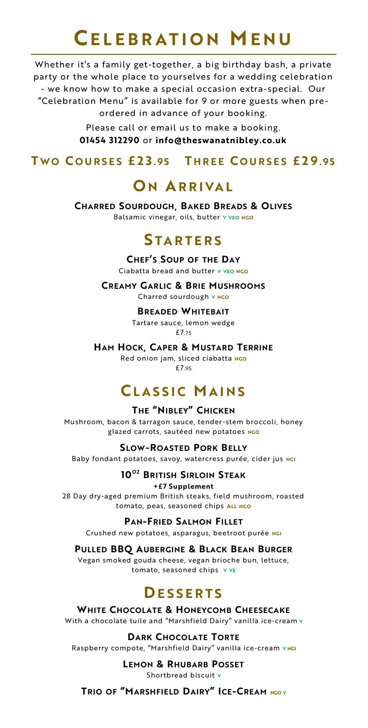# Celebration Menu

Whether it's a family get-together, a big birthday bash, a private party or the whole place to yourselves for a wedding celebration - we know how to make a special occasion extra-special. Our "Celebration Menu" is available for 9 or more guests when pre-ordered in advance of your booking.

Please call or email us to make a booking.
**01454 312290** or **info@theswanatnibley.co.uk**

## Two Courses £23.95 Three Courses £29.95

## On Arrival

**Charred Sourdough, Baked Breads & Olives**
Balsamic vinegar, oils, butter V VEO NGO

## Starters

**Chef's Soup of the Day**
Ciabatta bread and butter V VEO NGO

**Creamy Garlic & Brie Mushrooms**
Charred sourdough V NGO

**Breaded Whitebait**
Tartare sauce, lemon wedge
£7.75

**Ham Hock, Caper & Mustard Terrine**
Red onion jam, sliced ciabatta NGO
£7.95

## Classic Mains

**The "Nibley" Chicken**
Mushroom, bacon & tarragon sauce, tender-stem broccoli, honey glazed carrots, sautéed new potatoes NGO

**Slow-Roasted Pork Belly**
Baby fondant potatoes, savoy, watercress purée, cider jus NGI

**10oz British Sirloin Steak**
**+£7 Supplement**
28 Day dry-aged premium British steaks, field mushroom, roasted tomato, peas, seasoned chips ALL NGO

**Pan-Fried Salmon Fillet**
Crushed new potatoes, asparagus, beetroot purée NGI

**Pulled BBQ Aubergine & Black Bean Burger**
Vegan smoked gouda cheese, vegan brioche bun, lettuce, tomato, seasoned chips V VE

## Desserts

**White Chocolate & Honeycomb Cheesecake**
With a chocolate tuile and "Marshfield Dairy" vanilla ice-cream V

**Dark Chocolate Torte**
Raspberry compote, "Marshfield Dairy" vanilla ice-cream V NGI

**Lemon & Rhubarb Posset**
Shortbread biscuit V

**Trio of "Marshfield Dairy" Ice-Cream** NGO V